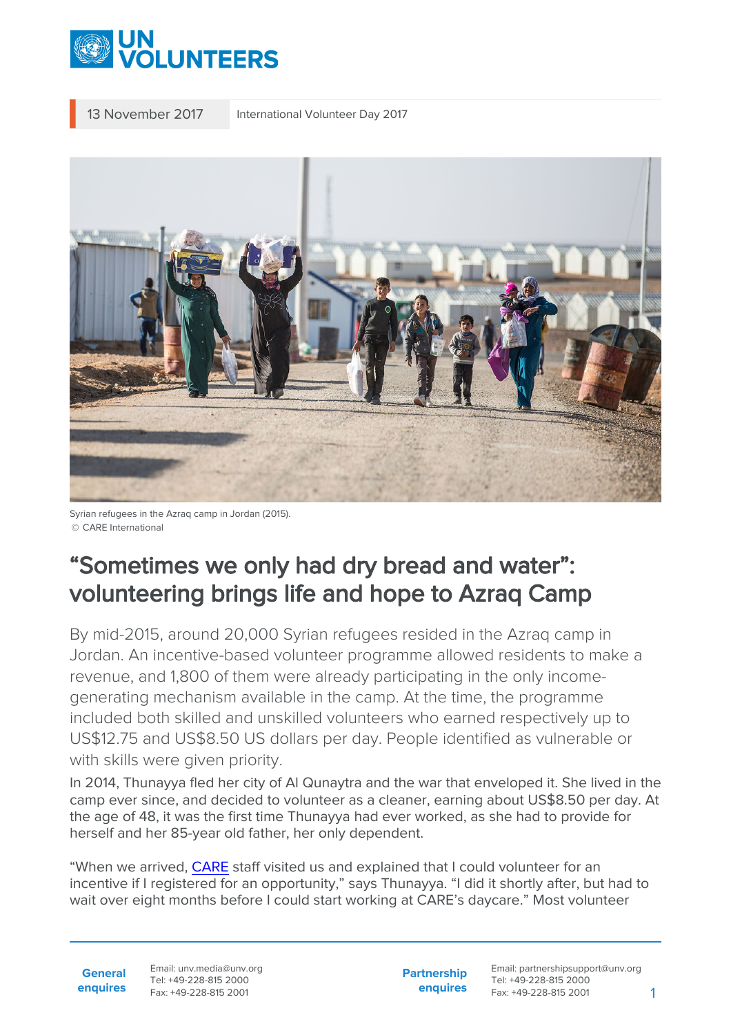13 November 2017 International Volunteer Day 2017

Syrian refugees in the Azraq camp in Jordan (2015).
© CARE International

# "Sometimes we only had dry bread and water": volunteering brings life and hope to Azraq Camp

By mid-2015, around 20,000 Syrian refugees resided in the Azraq camp in Jordan. An incentive-based volunteer programme allowed residents to make a revenue, and 1,800 of them were already participating in the only income-generating mechanism available in the camp. At the time, the programme included both skilled and unskilled volunteers who earned respectively up to US$12.75 and US$8.50 US dollars per day. People identified as vulnerable or with skills were given priority.

In 2014, Thunayya fled her city of Al Qunaytra and the war that enveloped it. She lived in the camp ever since, and decided to volunteer as a cleaner, earning about US$8.50 per day. At the age of 48, it was the first time Thunayya had ever worked, as she had to provide for herself and her 85-year old father, her only dependent.

"When we arrived, CARE staff visited us and explained that I could volunteer for an incentive if I registered for an opportunity," says Thunayya. "I did it shortly after, but had to wait over eight months before I could start working at CARE's daycare." Most volunteer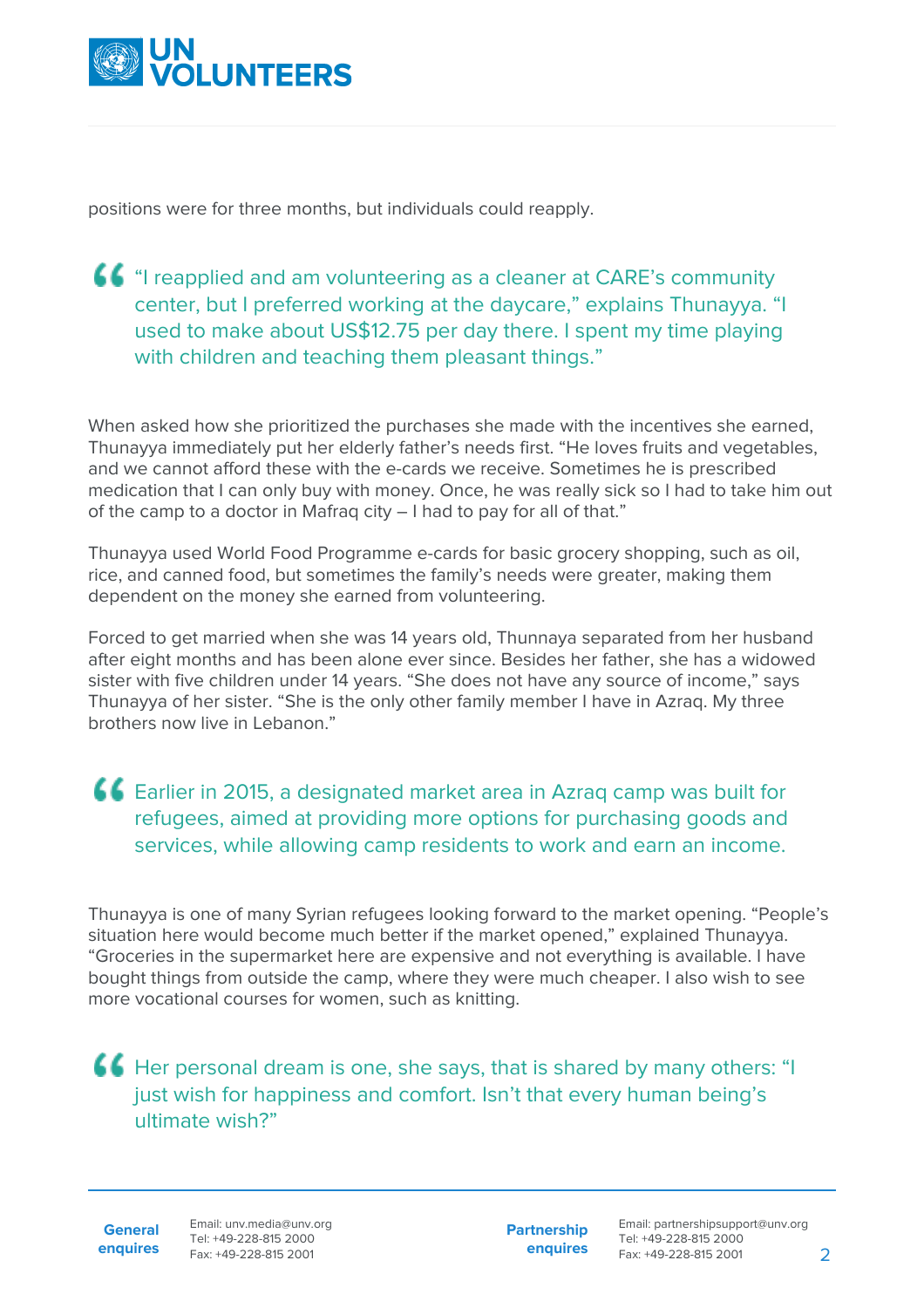positions were for three months, but individuals could reapply.

> “I reapplied and am volunteering as a cleaner at CARE’s community center, but I preferred working at the daycare,” explains Thunayya. “I used to make about US$12.75 per day there. I spent my time playing with children and teaching them pleasant things.”

When asked how she prioritized the purchases she made with the incentives she earned, Thunayya immediately put her elderly father’s needs first. “He loves fruits and vegetables, and we cannot afford these with the e-cards we receive. Sometimes he is prescribed medication that I can only buy with money. Once, he was really sick so I had to take him out of the camp to a doctor in Mafraq city – I had to pay for all of that.”

Thunayya used World Food Programme e-cards for basic grocery shopping, such as oil, rice, and canned food, but sometimes the family’s needs were greater, making them dependent on the money she earned from volunteering.

Forced to get married when she was 14 years old, Thunnaya separated from her husband after eight months and has been alone ever since. Besides her father, she has a widowed sister with five children under 14 years. “She does not have any source of income,” says Thunayya of her sister. “She is the only other family member I have in Azraq. My three brothers now live in Lebanon.”

> Earlier in 2015, a designated market area in Azraq camp was built for refugees, aimed at providing more options for purchasing goods and services, while allowing camp residents to work and earn an income.

Thunayya is one of many Syrian refugees looking forward to the market opening. “People’s situation here would become much better if the market opened,” explained Thunayya. “Groceries in the supermarket here are expensive and not everything is available. I have bought things from outside the camp, where they were much cheaper. I also wish to see more vocational courses for women, such as knitting.

> Her personal dream is one, she says, that is shared by many others: “I just wish for happiness and comfort. Isn’t that every human being’s ultimate wish?”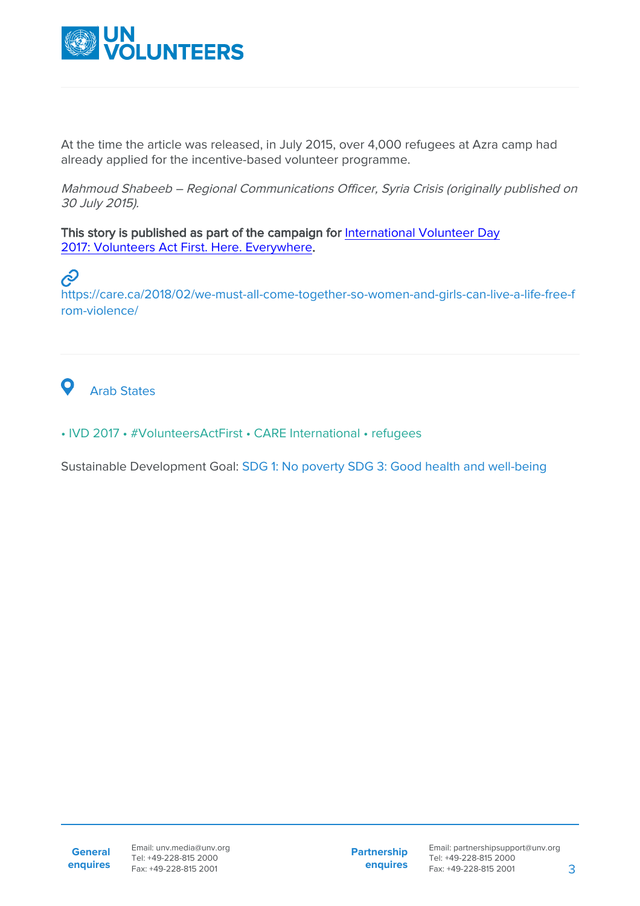At the time the article was released, in July 2015, over 4,000 refugees at Azra camp had already applied for the incentive-based volunteer programme.

*Mahmoud Shabeeb – Regional Communications Officer, Syria Crisis (originally published on 30 July 2015).*

**This story is published as part of the campaign for [International Volunteer Day 2017: Volunteers Act First. Here. Everywhere](#).**

https://care.ca/2018/02/we-must-all-come-together-so-women-and-girls-can-live-a-life-free-from-violence/

Arab States

• IVD 2017 • #VolunteersActFirst • CARE International • refugees

Sustainable Development Goal: SDG 1: No poverty SDG 3: Good health and well-being

**General enquires**
Email: unv.media@unv.org
Tel: +49-228-815 2000
Fax: +49-228-815 2001

**Partnership enquires**
Email: partnershipsupport@unv.org
Tel: +49-228-815 2000
Fax: +49-228-815 2001